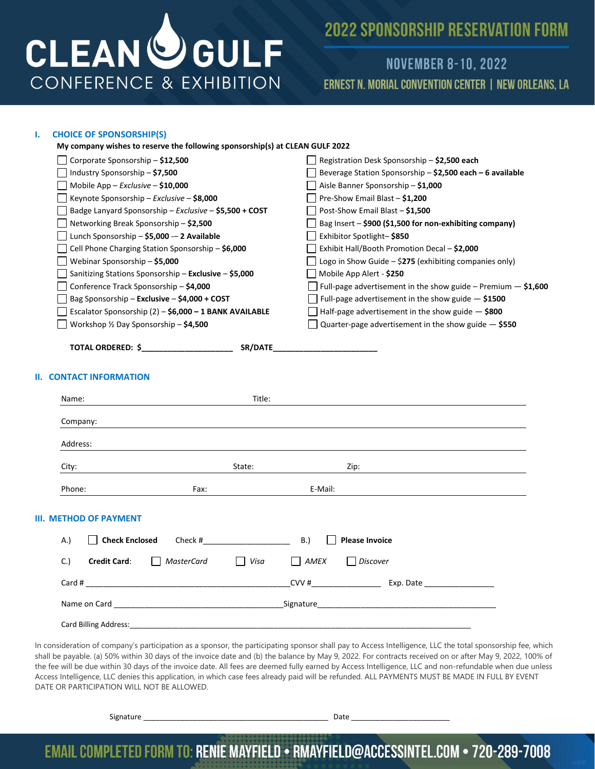# CLEAN GULF CONFERENCE & EXHIBITION

## 2022 SPONSORSHIP RESERVATION FORM

**NOVEMBER 8-10, 2022**

**ERNEST N. MORIAL CONVENTION CENTER | NEW ORLEANS, LA**

## I. CHOICE OF SPONSORSHIP(S)

**My company wishes to reserve the following sponsorship(s) at CLEAN GULF 2022**

- ☐ Corporate Sponsorship – **$12,500**
- ☐ Industry Sponsorship – **$7,500**
- ☐ Mobile App – *Exclusive* – **$10,000**
- ☐ Keynote Sponsorship – *Exclusive* – **$8,000**
- ☐ Badge Lanyard Sponsorship – *Exclusive* – **$5,500 + COST**
- ☐ Networking Break Sponsorship – **$2,500**
- ☐ Lunch Sponsorship – **$5,000** -– **2 Available**
- ☐ Cell Phone Charging Station Sponsorship – **$6,000**
- ☐ Webinar Sponsorship – **$5,000**
- ☐ Sanitizing Stations Sponsorship – **Exclusive** – **$5,000**
- ☐ Conference Track Sponsorship – **$4,000**
- ☐ Bag Sponsorship – **Exclusive** – **$4,000 + COST**
- ☐ Escalator Sponsorship (2) – **$6,000 – 1 BANK AVAILABLE**
- ☐ Workshop ½ Day Sponsorship – **$4,500**
- ☐ Registration Desk Sponsorship – **$2,500 each**
- ☐ Beverage Station Sponsorship – **$2,500 each – 6 available**
- ☐ Aisle Banner Sponsorship – **$1,000**
- ☐ Pre-Show Email Blast – **$1,200**
- ☐ Post-Show Email Blast – **$1,500**
- ☐ Bag Insert – **$900 ($1,500 for non-exhibiting company)**
- ☐ Exhibitor Spotlight– **$850**
- ☐ Exhibit Hall/Booth Promotion Decal – **$2,000**
- ☐ Logo in Show Guide – $**275** (exhibiting companies only)
- ☐ Mobile App Alert - **$250**
- ☐ Full-page advertisement in the show guide – Premium — **$1,600**
- ☐ Full-page advertisement in the show guide — **$1500**
- ☐ Half-page advertisement in the show guide — **$800**
- ☐ Quarter-page advertisement in the show guide — **$550**

**TOTAL ORDERED: $**____________________ **SR/DATE**________________________

## II. CONTACT INFORMATION

Name: ____________________ Title: ____________________

Company: ________________________________________

Address: ________________________________________

City: ____________________ State: __________ Zip: __________

Phone: ____________________ Fax: ____________________ E-Mail: ____________________

## III. METHOD OF PAYMENT

A.) ☐ **Check Enclosed** Check #____________________ B.) ☐ **Please Invoice**

C.) **Credit Card**: ☐ *MasterCard* ☐ *Visa* ☐ *AMEX* ☐ *Discover*

Card # ______________________________________________ CVV #________________ Exp. Date ________________

Name on Card ________________________________________ Signature __________________________________________

Card Billing Address: ____________________________________________________________________________________

In consideration of company's participation as a sponsor, the participating sponsor shall pay to Access Intelligence, LLC the total sponsorship fee, which shall be payable. (a) 50% within 30 days of the invoice date and (b) the balance by May 9, 2022. For contracts received on or after May 9, 2022, 100% of the fee will be due within 30 days of the invoice date. All fees are deemed fully earned by Access Intelligence, LLC and non-refundable when due unless Access Intelligence, LLC denies this application, in which case fees already paid will be refunded. ALL PAYMENTS MUST BE MADE IN FULL BY EVENT DATE OR PARTICIPATION WILL NOT BE ALLOWED.

Signature _____________________________________________ Date ________________________

**EMAIL COMPLETED FORM TO: RENIE MAYFIELD • RMAYFIELD@ACCESSINTEL.COM • 720-289-7008**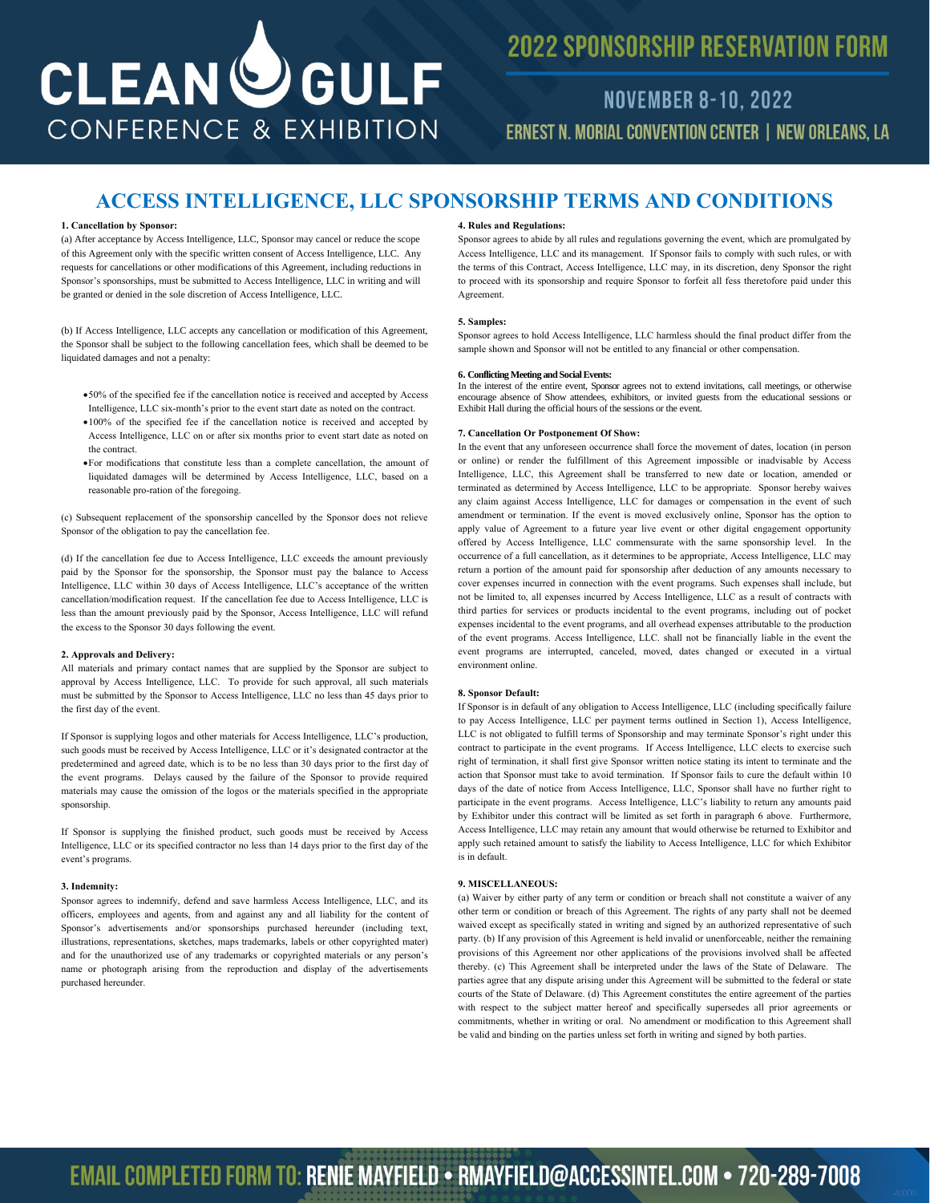# CLEAN GULF CONFERENCE & EXHIBITION

## 2022 SPONSORSHIP RESERVATION FORM

NOVEMBER 8-10, 2022

ERNEST N. MORIAL CONVENTION CENTER | NEW ORLEANS, LA

## ACCESS INTELLIGENCE, LLC SPONSORSHIP TERMS AND CONDITIONS

**1. Cancellation by Sponsor:**

(a) After acceptance by Access Intelligence, LLC, Sponsor may cancel or reduce the scope of this Agreement only with the specific written consent of Access Intelligence, LLC. Any requests for cancellations or other modifications of this Agreement, including reductions in Sponsor's sponsorships, must be submitted to Access Intelligence, LLC in writing and will be granted or denied in the sole discretion of Access Intelligence, LLC.

(b) If Access Intelligence, LLC accepts any cancellation or modification of this Agreement, the Sponsor shall be subject to the following cancellation fees, which shall be deemed to be liquidated damages and not a penalty:

- 50% of the specified fee if the cancellation notice is received and accepted by Access Intelligence, LLC six-month's prior to the event start date as noted on the contract.
- 100% of the specified fee if the cancellation notice is received and accepted by Access Intelligence, LLC on or after six months prior to event start date as noted on the contract.
- For modifications that constitute less than a complete cancellation, the amount of liquidated damages will be determined by Access Intelligence, LLC, based on a reasonable pro-ration of the foregoing.

(c) Subsequent replacement of the sponsorship cancelled by the Sponsor does not relieve Sponsor of the obligation to pay the cancellation fee.

(d) If the cancellation fee due to Access Intelligence, LLC exceeds the amount previously paid by the Sponsor for the sponsorship, the Sponsor must pay the balance to Access Intelligence, LLC within 30 days of Access Intelligence, LLC's acceptance of the written cancellation/modification request. If the cancellation fee due to Access Intelligence, LLC is less than the amount previously paid by the Sponsor, Access Intelligence, LLC will refund the excess to the Sponsor 30 days following the event.

**2. Approvals and Delivery:**

All materials and primary contact names that are supplied by the Sponsor are subject to approval by Access Intelligence, LLC. To provide for such approval, all such materials must be submitted by the Sponsor to Access Intelligence, LLC no less than 45 days prior to the first day of the event.

If Sponsor is supplying logos and other materials for Access Intelligence, LLC's production, such goods must be received by Access Intelligence, LLC or it's designated contractor at the predetermined and agreed date, which is to be no less than 30 days prior to the first day of the event programs. Delays caused by the failure of the Sponsor to provide required materials may cause the omission of the logos or the materials specified in the appropriate sponsorship.

If Sponsor is supplying the finished product, such goods must be received by Access Intelligence, LLC or its specified contractor no less than 14 days prior to the first day of the event's programs.

**3. Indemnity:**

Sponsor agrees to indemnify, defend and save harmless Access Intelligence, LLC, and its officers, employees and agents, from and against any and all liability for the content of Sponsor's advertisements and/or sponsorships purchased hereunder (including text, illustrations, representations, sketches, maps trademarks, labels or other copyrighted mater) and for the unauthorized use of any trademarks or copyrighted materials or any person's name or photograph arising from the reproduction and display of the advertisements purchased hereunder.

**4. Rules and Regulations:**

Sponsor agrees to abide by all rules and regulations governing the event, which are promulgated by Access Intelligence, LLC and its management. If Sponsor fails to comply with such rules, or with the terms of this Contract, Access Intelligence, LLC may, in its discretion, deny Sponsor the right to proceed with its sponsorship and require Sponsor to forfeit all fess theretofore paid under this Agreement.

**5. Samples:**

Sponsor agrees to hold Access Intelligence, LLC harmless should the final product differ from the sample shown and Sponsor will not be entitled to any financial or other compensation.

**6. Conflicting Meeting and Social Events:**

In the interest of the entire event, Sponsor agrees not to extend invitations, call meetings, or otherwise encourage absence of Show attendees, exhibitors, or invited guests from the educational sessions or Exhibit Hall during the official hours of the sessions or the event.

**7. Cancellation Or Postponement Of Show:**

In the event that any unforeseen occurrence shall force the movement of dates, location (in person or online) or render the fulfillment of this Agreement impossible or inadvisable by Access Intelligence, LLC, this Agreement shall be transferred to new date or location, amended or terminated as determined by Access Intelligence, LLC to be appropriate. Sponsor hereby waives any claim against Access Intelligence, LLC for damages or compensation in the event of such amendment or termination. If the event is moved exclusively online, Sponsor has the option to apply value of Agreement to a future year live event or other digital engagement opportunity offered by Access Intelligence, LLC commensurate with the same sponsorship level. In the occurrence of a full cancellation, as it determines to be appropriate, Access Intelligence, LLC may return a portion of the amount paid for sponsorship after deduction of any amounts necessary to cover expenses incurred in connection with the event programs. Such expenses shall include, but not be limited to, all expenses incurred by Access Intelligence, LLC as a result of contracts with third parties for services or products incidental to the event programs, including out of pocket expenses incidental to the event programs, and all overhead expenses attributable to the production of the event programs. Access Intelligence, LLC. shall not be financially liable in the event the event programs are interrupted, canceled, moved, dates changed or executed in a virtual environment online.

**8. Sponsor Default:**

If Sponsor is in default of any obligation to Access Intelligence, LLC (including specifically failure to pay Access Intelligence, LLC per payment terms outlined in Section 1), Access Intelligence, LLC is not obligated to fulfill terms of Sponsorship and may terminate Sponsor's right under this contract to participate in the event programs. If Access Intelligence, LLC elects to exercise such right of termination, it shall first give Sponsor written notice stating its intent to terminate and the action that Sponsor must take to avoid termination. If Sponsor fails to cure the default within 10 days of the date of notice from Access Intelligence, LLC, Sponsor shall have no further right to participate in the event programs. Access Intelligence, LLC's liability to return any amounts paid by Exhibitor under this contract will be limited as set forth in paragraph 6 above. Furthermore, Access Intelligence, LLC may retain any amount that would otherwise be returned to Exhibitor and apply such retained amount to satisfy the liability to Access Intelligence, LLC for which Exhibitor is in default.

**9. MISCELLANEOUS:**

(a) Waiver by either party of any term or condition or breach shall not constitute a waiver of any other term or condition or breach of this Agreement. The rights of any party shall not be deemed waived except as specifically stated in writing and signed by an authorized representative of such party. (b) If any provision of this Agreement is held invalid or unenforceable, neither the remaining provisions of this Agreement nor other applications of the provisions involved shall be affected thereby. (c) This Agreement shall be interpreted under the laws of the State of Delaware. The parties agree that any dispute arising under this Agreement will be submitted to the federal or state courts of the State of Delaware. (d) This Agreement constitutes the entire agreement of the parties with respect to the subject matter hereof and specifically supersedes all prior agreements or commitments, whether in writing or oral. No amendment or modification to this Agreement shall be valid and binding on the parties unless set forth in writing and signed by both parties.

EMAIL COMPLETED FORM TO: RENIE MAYFIELD • RMAYFIELD@ACCESSINTEL.COM • 720-289-7008